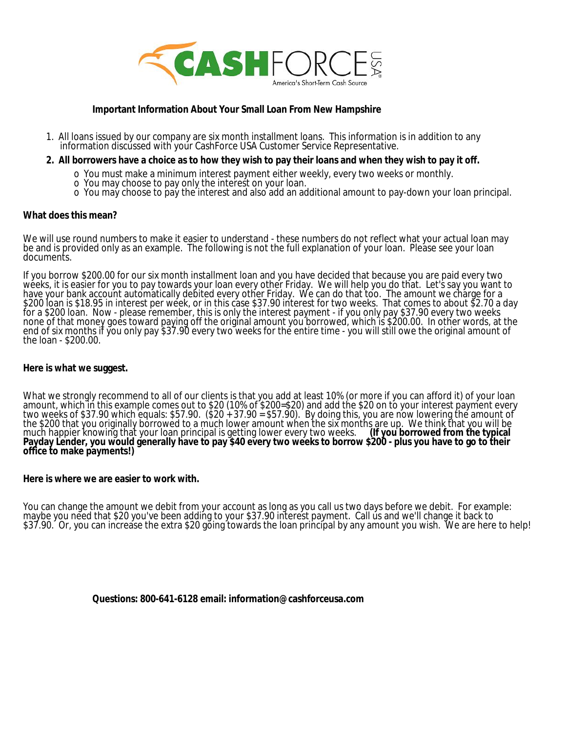CASHFORCE USA®
America's Short-Term Cash Source

**Important Information About Your Small Loan From New Hampshire**

1. All loans issued by our company are six month installment loans. This information is in addition to any information discussed with your CashForce USA Customer Service Representative.
2. **All borrowers have a choice as to how they wish to pay their loans and when they wish to pay it off.**
   - You must make a minimum interest payment either weekly, every two weeks or monthly.
   - You may choose to pay only the interest on your loan.
   - You may choose to pay the interest and also add an additional amount to pay-down your loan principal.

**What does this mean?**

We will use round numbers to make it easier to understand - these numbers do not reflect what your actual loan may be and is provided only as an example. The following is not the full explanation of your loan. Please see your loan documents.

If you borrow $200.00 for our six month installment loan and you have decided that because you are paid every two weeks, it is easier for you to pay towards your loan every other Friday. We will help you do that. Let's say you want to have your bank account automatically debited every other Friday. We can do that too. The amount we charge for a $200 loan is $18.95 in interest per week, or in this case $37.90 interest for two weeks. That comes to about $2.70 a day for a $200 loan. Now - please remember, this is only the interest payment - if you only pay $37.90 every two weeks none of that money goes toward paying off the original amount you borrowed, which is $200.00. In other words, at the end of six months if you only pay $37.90 every two weeks for the entire time - you will still owe the original amount of the loan - $200.00.

**Here is what we suggest.**

What we strongly recommend to all of our clients is that you add at least 10% (or more if you can afford it) of your loan amount, which in this example comes out to $20 (10% of $200=$20) and add the $20 on to your interest payment every two weeks of $37.90 which equals: $57.90. ($20 + 37.90 = $57.90). By doing this, you are now lowering the amount of the $200 that you originally borrowed to a much lower amount when the six months are up. We think that you will be much happier knowing that your loan principal is getting lower every two weeks. **(If you borrowed from the typical Payday Lender, you would generally have to pay $40 every two weeks to borrow $200 - plus you have to go to their office to make payments!)**

**Here is where we are easier to work with.**

You can change the amount we debit from your account as long as you call us two days before we debit. For example: maybe you need that $20 you've been adding to your $37.90 interest payment. Call us and we'll change it back to $37.90. Or, you can increase the extra $20 going towards the loan principal by any amount you wish. We are here to help!

**Questions: 800-641-6128 email: information@cashforceusa.com**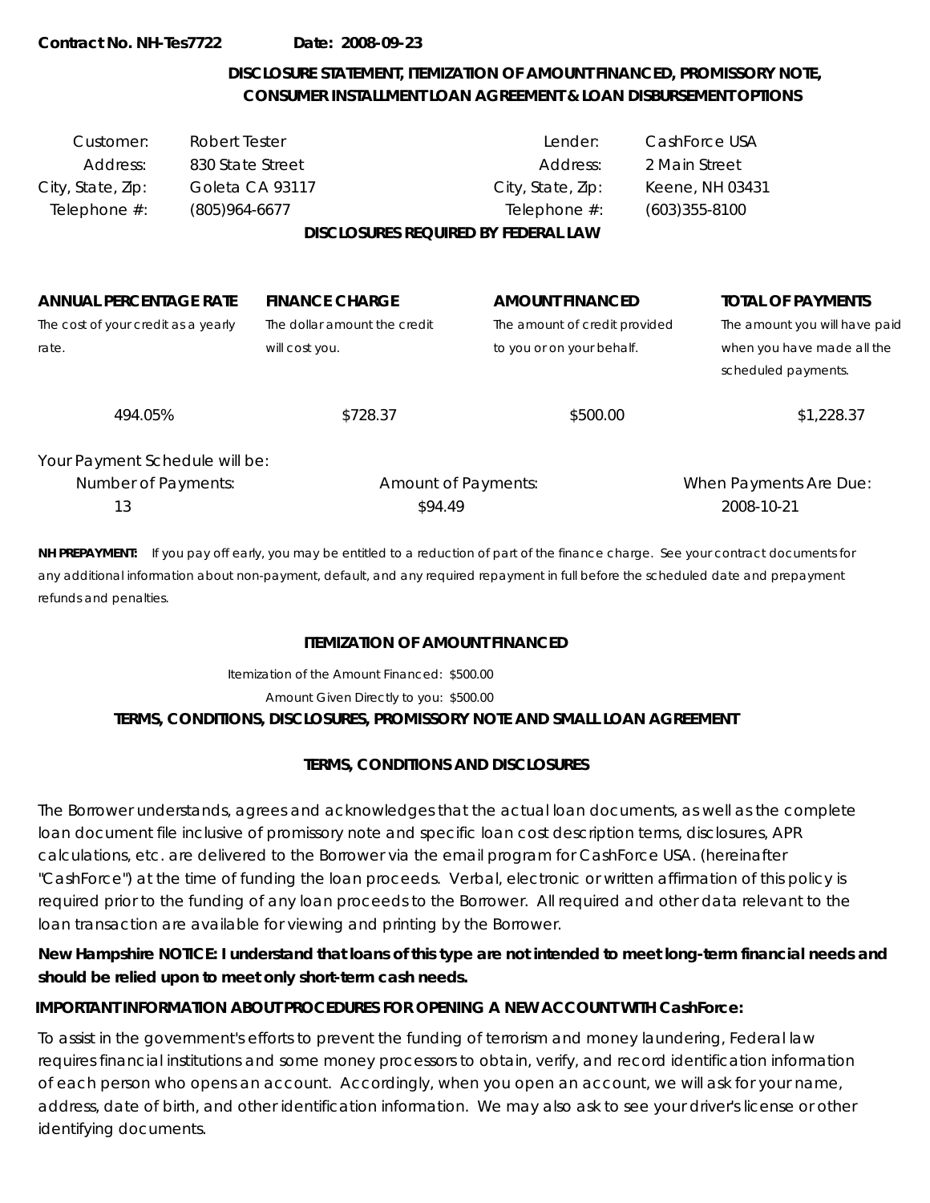**Contract No. NH-Tes7722** **Date: 2008-09-23**

## DISCLOSURE STATEMENT, ITEMIZATION OF AMOUNT FINANCED, PROMISSORY NOTE, CONSUMER INSTALLMENT LOAN AGREEMENT & LOAN DISBURSEMENT OPTIONS

| | | | |
|---|---|---|---|
| Customer: | Robert Tester | Lender: | CashForce USA |
| Address: | 830 State Street | Address: | 2 Main Street |
| City, State, Zip: | Goleta CA 93117 | City, State, Zip: | Keene, NH 03431 |
| Telephone #: | (805)964-6677 | Telephone #: | (603)355-8100 |

**DISCLOSURES REQUIRED BY FEDERAL LAW**

| **ANNUAL PERCENTAGE RATE** The cost of your credit as a yearly rate. | **FINANCE CHARGE** The dollar amount the credit will cost you. | **AMOUNT FINANCED** The amount of credit provided to you or on your behalf. | **TOTAL OF PAYMENTS** The amount you will have paid when you have made all the scheduled payments. |
|---|---|---|---|
| 494.05% | $728.37 | $500.00 | $1,228.37 |

Your Payment Schedule will be:

| Number of Payments: | Amount of Payments: | When Payments Are Due: |
|---|---|---|
| 13 | $94.49 | 2008-10-21 |

**NH PREPAYMENT:** If you pay off early, you may be entitled to a reduction of part of the finance charge. See your contract documents for any additional information about non-payment, default, and any required repayment in full before the scheduled date and prepayment refunds and penalties.

### ITEMIZATION OF AMOUNT FINANCED

Itemization of the Amount Financed: $500.00

Amount Given Directly to you: $500.00

### TERMS, CONDITIONS, DISCLOSURES, PROMISSORY NOTE AND SMALL LOAN AGREEMENT

### TERMS, CONDITIONS AND DISCLOSURES

The Borrower understands, agrees and acknowledges that the actual loan documents, as well as the complete loan document file inclusive of promissory note and specific loan cost description terms, disclosures, APR calculations, etc. are delivered to the Borrower via the email program for CashForce USA. (hereinafter "CashForce") at the time of funding the loan proceeds. Verbal, electronic or written affirmation of this policy is required prior to the funding of any loan proceeds to the Borrower. All required and other data relevant to the loan transaction are available for viewing and printing by the Borrower.

**New Hampshire NOTICE: I understand that loans of this type are not intended to meet long-term financial needs and should be relied upon to meet only short-term cash needs.**

**IMPORTANT INFORMATION ABOUT PROCEDURES FOR OPENING A NEW ACCOUNT WITH CashForce:**

To assist in the government's efforts to prevent the funding of terrorism and money laundering, Federal law requires financial institutions and some money processors to obtain, verify, and record identification information of each person who opens an account. Accordingly, when you open an account, we will ask for your name, address, date of birth, and other identification information. We may also ask to see your driver's license or other identifying documents.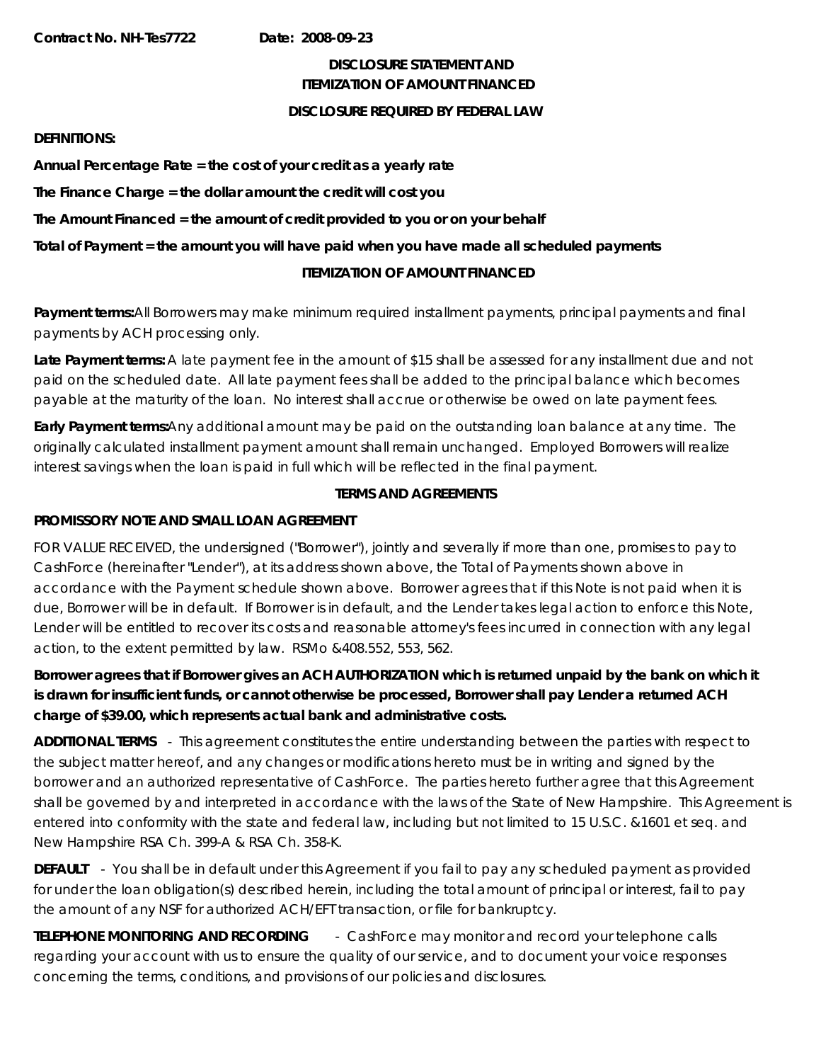**Contract No. NH-Tes7722** **Date: 2008-09-23**

## DISCLOSURE STATEMENT AND ITEMIZATION OF AMOUNT FINANCED

### DISCLOSURE REQUIRED BY FEDERAL LAW

**DEFINITIONS:**

**Annual Percentage Rate = the cost of your credit as a yearly rate**

**The Finance Charge = the dollar amount the credit will cost you**

**The Amount Financed = the amount of credit provided to you or on your behalf**

**Total of Payment = the amount you will have paid when you have made all scheduled payments**

### ITEMIZATION OF AMOUNT FINANCED

**Payment terms:** All Borrowers may make minimum required installment payments, principal payments and final payments by ACH processing only.

**Late Payment terms:** A late payment fee in the amount of $15 shall be assessed for any installment due and not paid on the scheduled date. All late payment fees shall be added to the principal balance which becomes payable at the maturity of the loan. No interest shall accrue or otherwise be owed on late payment fees.

**Early Payment terms:** Any additional amount may be paid on the outstanding loan balance at any time. The originally calculated installment payment amount shall remain unchanged. Employed Borrowers will realize interest savings when the loan is paid in full which will be reflected in the final payment.

### TERMS AND AGREEMENTS

**PROMISSORY NOTE AND SMALL LOAN AGREEMENT**

FOR VALUE RECEIVED, the undersigned ("Borrower"), jointly and severally if more than one, promises to pay to CashForce (hereinafter "Lender"), at its address shown above, the Total of Payments shown above in accordance with the Payment schedule shown above. Borrower agrees that if this Note is not paid when it is due, Borrower will be in default. If Borrower is in default, and the Lender takes legal action to enforce this Note, Lender will be entitled to recover its costs and reasonable attorney's fees incurred in connection with any legal action, to the extent permitted by law. RSMo &408.552, 553, 562.

**Borrower agrees that if Borrower gives an ACH AUTHORIZATION which is returned unpaid by the bank on which it is drawn for insufficient funds, or cannot otherwise be processed, Borrower shall pay Lender a returned ACH charge of $39.00, which represents actual bank and administrative costs.**

**ADDITIONAL TERMS** - This agreement constitutes the entire understanding between the parties with respect to the subject matter hereof, and any changes or modifications hereto must be in writing and signed by the borrower and an authorized representative of CashForce. The parties hereto further agree that this Agreement shall be governed by and interpreted in accordance with the laws of the State of New Hampshire. This Agreement is entered into conformity with the state and federal law, including but not limited to 15 U.S.C. &1601 et seq. and New Hampshire RSA Ch. 399-A & RSA Ch. 358-K.

**DEFAULT** - You shall be in default under this Agreement if you fail to pay any scheduled payment as provided for under the loan obligation(s) described herein, including the total amount of principal or interest, fail to pay the amount of any NSF for authorized ACH/EFT transaction, or file for bankruptcy.

**TELEPHONE MONITORING AND RECORDING** - CashForce may monitor and record your telephone calls regarding your account with us to ensure the quality of our service, and to document your voice responses concerning the terms, conditions, and provisions of our policies and disclosures.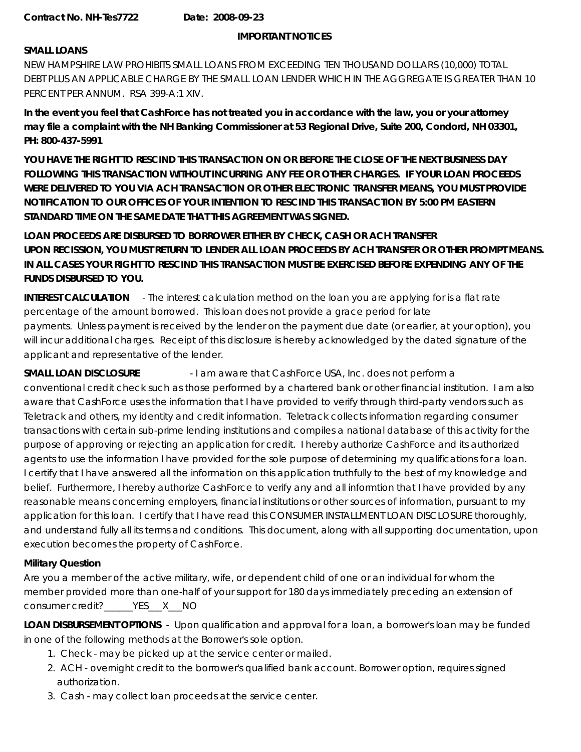**Contract No. NH-Tes7722 Date: 2008-09-23**

**IMPORTANT NOTICES**

**SMALL LOANS**

NEW HAMPSHIRE LAW PROHIBITS SMALL LOANS FROM EXCEEDING TEN THOUSAND DOLLARS (10,000) TOTAL DEBT PLUS AN APPLICABLE CHARGE BY THE SMALL LOAN LENDER WHICH IN THE AGGREGATE IS GREATER THAN 10 PERCENT PER ANNUM. RSA 399-A:1 XIV.

**In the event you feel that CashForce has not treated you in accordance with the law, you or your attorney may file a complaint with the NH Banking Commissioner at 53 Regional Drive, Suite 200, Condord, NH 03301, PH: 800-437-5991**

**YOU HAVE THE RIGHT TO RESCIND THIS TRANSACTION ON OR BEFORE THE CLOSE OF THE NEXT BUSINESS DAY FOLLOWING THIS TRANSACTION WITHOUT INCURRING ANY FEE OR OTHER CHARGES. IF YOUR LOAN PROCEEDS WERE DELIVERED TO YOU VIA ACH TRANSACTION OR OTHER ELECTRONIC TRANSFER MEANS, YOU MUST PROVIDE NOTIFICATION TO OUR OFFICES OF YOUR INTENTION TO RESCIND THIS TRANSACTION BY 5:00 PM EASTERN STANDARD TIME ON THE SAME DATE THAT THIS AGREEMENT WAS SIGNED.**

**LOAN PROCEEDS ARE DISBURSED TO BORROWER EITHER BY CHECK, CASH OR ACH TRANSFER UPON RECISSION, YOU MUST RETURN TO LENDER ALL LOAN PROCEEDS BY ACH TRANSFER OR OTHER PROMPT MEANS. IN ALL CASES YOUR RIGHT TO RESCIND THIS TRANSACTION MUST BE EXERCISED BEFORE EXPENDING ANY OF THE FUNDS DISBURSED TO YOU.**

**INTEREST CALCULATION** - The interest calculation method on the loan you are applying for is a flat rate percentage of the amount borrowed. This loan does not provide a grace period for late payments. Unless payment is received by the lender on the payment due date (or earlier, at your option), you will incur additional charges. Receipt of this disclosure is hereby acknowledged by the dated signature of the applicant and representative of the lender.

**SMALL LOAN DISCLOSURE** - I am aware that CashForce USA, Inc. does not perform a conventional credit check such as those performed by a chartered bank or other financial institution. I am also aware that CashForce uses the information that I have provided to verify through third-party vendors such as Teletrack and others, my identity and credit information. Teletrack collects information regarding consumer transactions with certain sub-prime lending institutions and compiles a national database of this activity for the purpose of approving or rejecting an application for credit. I hereby authorize CashForce and its authorized agents to use the information I have provided for the sole purpose of determining my qualifications for a loan. I certify that I have answered all the information on this application truthfully to the best of my knowledge and belief. Furthermore, I hereby authorize CashForce to verify any and all informtion that I have provided by any reasonable means concerning employers, financial institutions or other sources of information, pursuant to my application for this loan. I certify that I have read this CONSUMER INSTALLMENT LOAN DISCLOSURE thoroughly, and understand fully all its terms and conditions. This document, along with all supporting documentation, upon execution becomes the property of CashForce.

**Military Question**

Are you a member of the active military, wife, or dependent child of one or an individual for whom the member provided more than one-half of your support for 180 days immediately preceding an extension of consumer credit?______YES___X___NO

**LOAN DISBURSEMENT OPTIONS** - Upon qualification and approval for a loan, a borrower's loan may be funded in one of the following methods at the Borrower's sole option.

1. Check - may be picked up at the service center or mailed.
2. ACH - overnight credit to the borrower's qualified bank account. Borrower option, requires signed authorization.
3. Cash - may collect loan proceeds at the service center.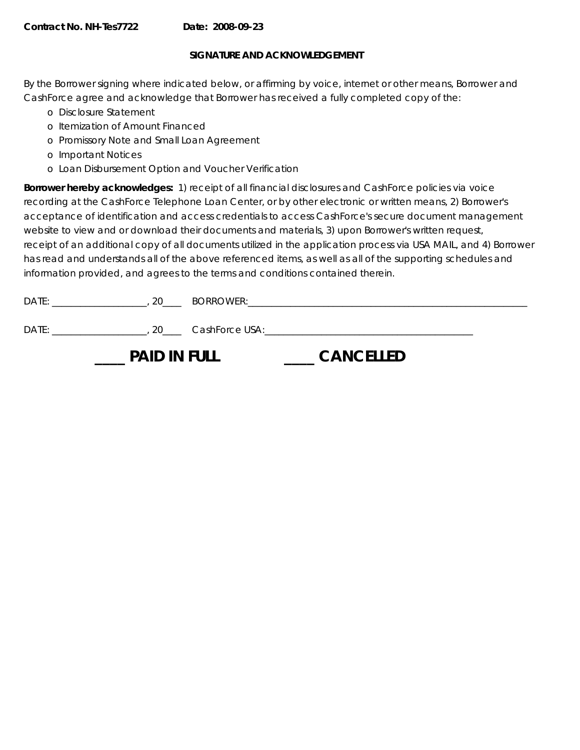**Contract No. NH-Tes7722** **Date: 2008-09-23**

**SIGNATURE AND ACKNOWLEDGEMENT**

By the Borrower signing where indicated below, or affirming by voice, internet or other means, Borrower and CashForce agree and acknowledge that Borrower has received a fully completed copy of the:

- o Disclosure Statement
- o Itemization of Amount Financed
- o Promissory Note and Small Loan Agreement
- o Important Notices
- o Loan Disbursement Option and Voucher Verification

**Borrower hereby acknowledges:** 1) receipt of all financial disclosures and CashForce policies via voice recording at the CashForce Telephone Loan Center, or by other electronic or written means, 2) Borrower's acceptance of identification and access credentials to access CashForce's secure document management website to view and or download their documents and materials, 3) upon Borrower's written request, receipt of an additional copy of all documents utilized in the application process via USA MAIL, and 4) Borrower has read and understands all of the above referenced items, as well as all of the supporting schedules and information provided, and agrees to the terms and conditions contained therein.

DATE: ____________________, 20____ BORROWER:___________________________________________________________

DATE: ____________________, 20____ CashForce USA:__________________________________________

**____ PAID IN FULL** **____ CANCELLED**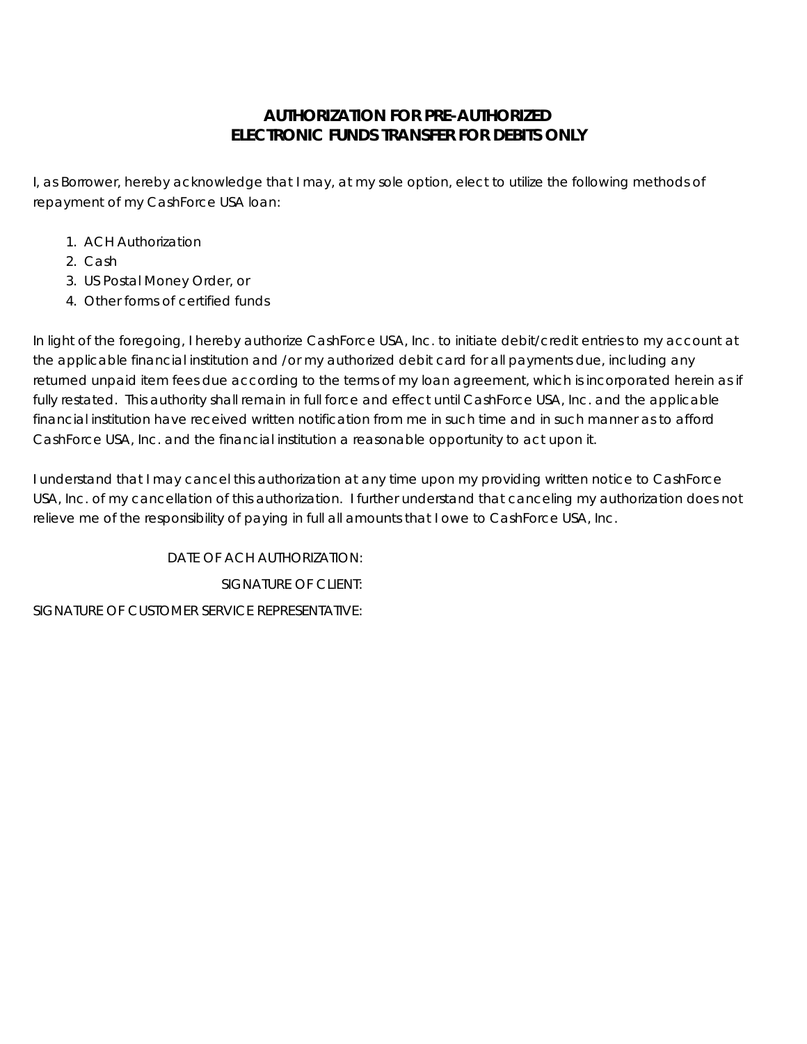## AUTHORIZATION FOR PRE-AUTHORIZED ELECTRONIC FUNDS TRANSFER FOR DEBITS ONLY

I, as Borrower, hereby acknowledge that I may, at my sole option, elect to utilize the following methods of repayment of my CashForce USA loan:

1. ACH Authorization
2. Cash
3. US Postal Money Order, or
4. Other forms of certified funds

In light of the foregoing, I hereby authorize CashForce USA, Inc. to initiate debit/credit entries to my account at the applicable financial institution and /or my authorized debit card for all payments due, including any returned unpaid item fees due according to the terms of my loan agreement, which is incorporated herein as if fully restated. This authority shall remain in full force and effect until CashForce USA, Inc. and the applicable financial institution have received written notification from me in such time and in such manner as to afford CashForce USA, Inc. and the financial institution a reasonable opportunity to act upon it.

I understand that I may cancel this authorization at any time upon my providing written notice to CashForce USA, Inc. of my cancellation of this authorization. I further understand that canceling my authorization does not relieve me of the responsibility of paying in full all amounts that I owe to CashForce USA, Inc.

DATE OF ACH AUTHORIZATION:

SIGNATURE OF CLIENT:

SIGNATURE OF CUSTOMER SERVICE REPRESENTATIVE: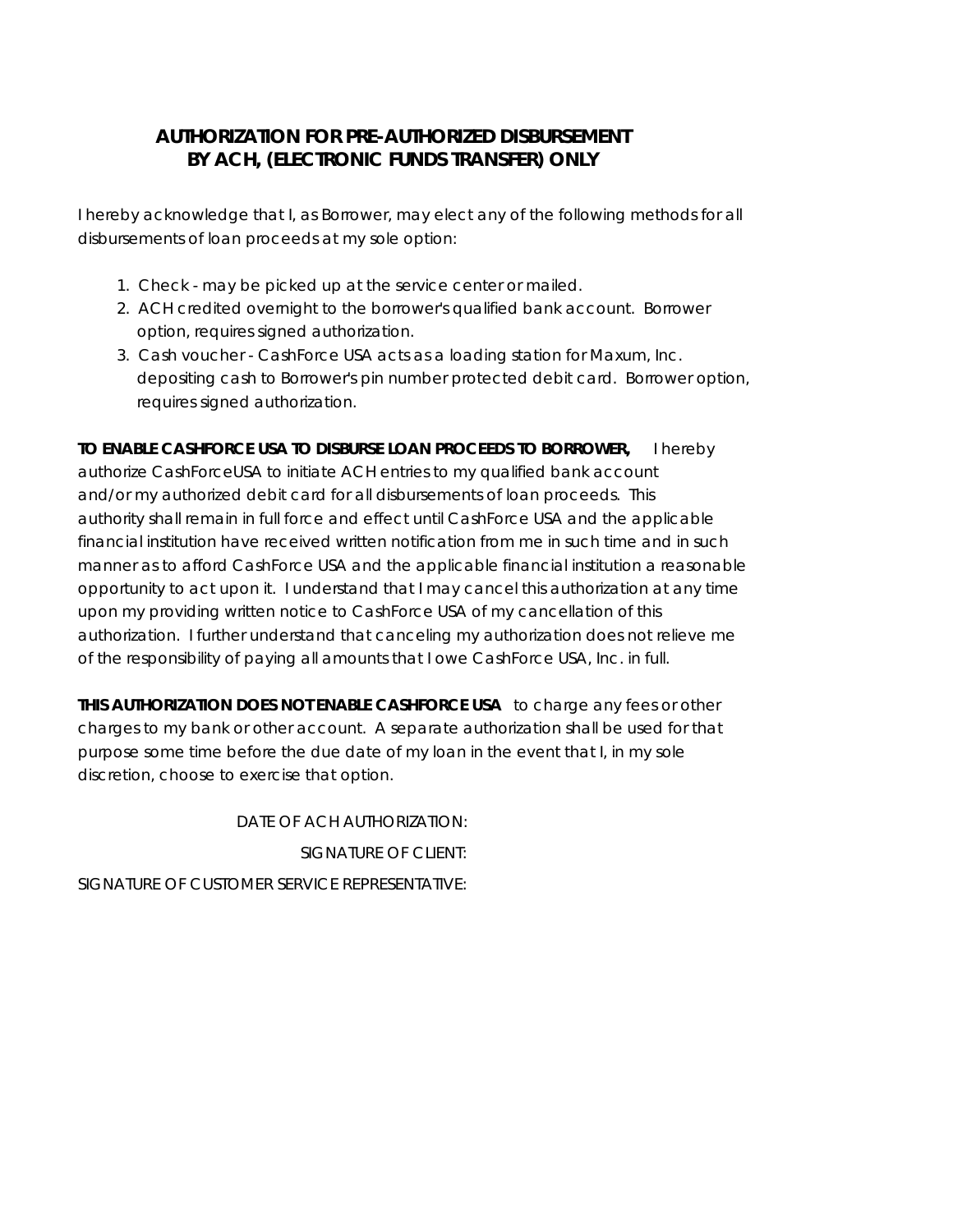# AUTHORIZATION FOR PRE-AUTHORIZED DISBURSEMENT BY ACH, (ELECTRONIC FUNDS TRANSFER) ONLY

I hereby acknowledge that I, as Borrower, may elect any of the following methods for all disbursements of loan proceeds at my sole option:

1. Check - may be picked up at the service center or mailed.
2. ACH credited overnight to the borrower's qualified bank account. Borrower option, requires signed authorization.
3. Cash voucher - CashForce USA acts as a loading station for Maxum, Inc. depositing cash to Borrower's pin number protected debit card. Borrower option, requires signed authorization.

**TO ENABLE CASHFORCE USA TO DISBURSE LOAN PROCEEDS TO BORROWER,** I hereby authorize CashForceUSA to initiate ACH entries to my qualified bank account and/or my authorized debit card for all disbursements of loan proceeds. This authority shall remain in full force and effect until CashForce USA and the applicable financial institution have received written notification from me in such time and in such manner as to afford CashForce USA and the applicable financial institution a reasonable opportunity to act upon it. I understand that I may cancel this authorization at any time upon my providing written notice to CashForce USA of my cancellation of this authorization. I further understand that canceling my authorization does not relieve me of the responsibility of paying all amounts that I owe CashForce USA, Inc. in full.

**THIS AUTHORIZATION DOES NOT ENABLE CASHFORCE USA** to charge any fees or other charges to my bank or other account. A separate authorization shall be used for that purpose some time before the due date of my loan in the event that I, in my sole discretion, choose to exercise that option.

DATE OF ACH AUTHORIZATION:

SIGNATURE OF CLIENT:

SIGNATURE OF CUSTOMER SERVICE REPRESENTATIVE: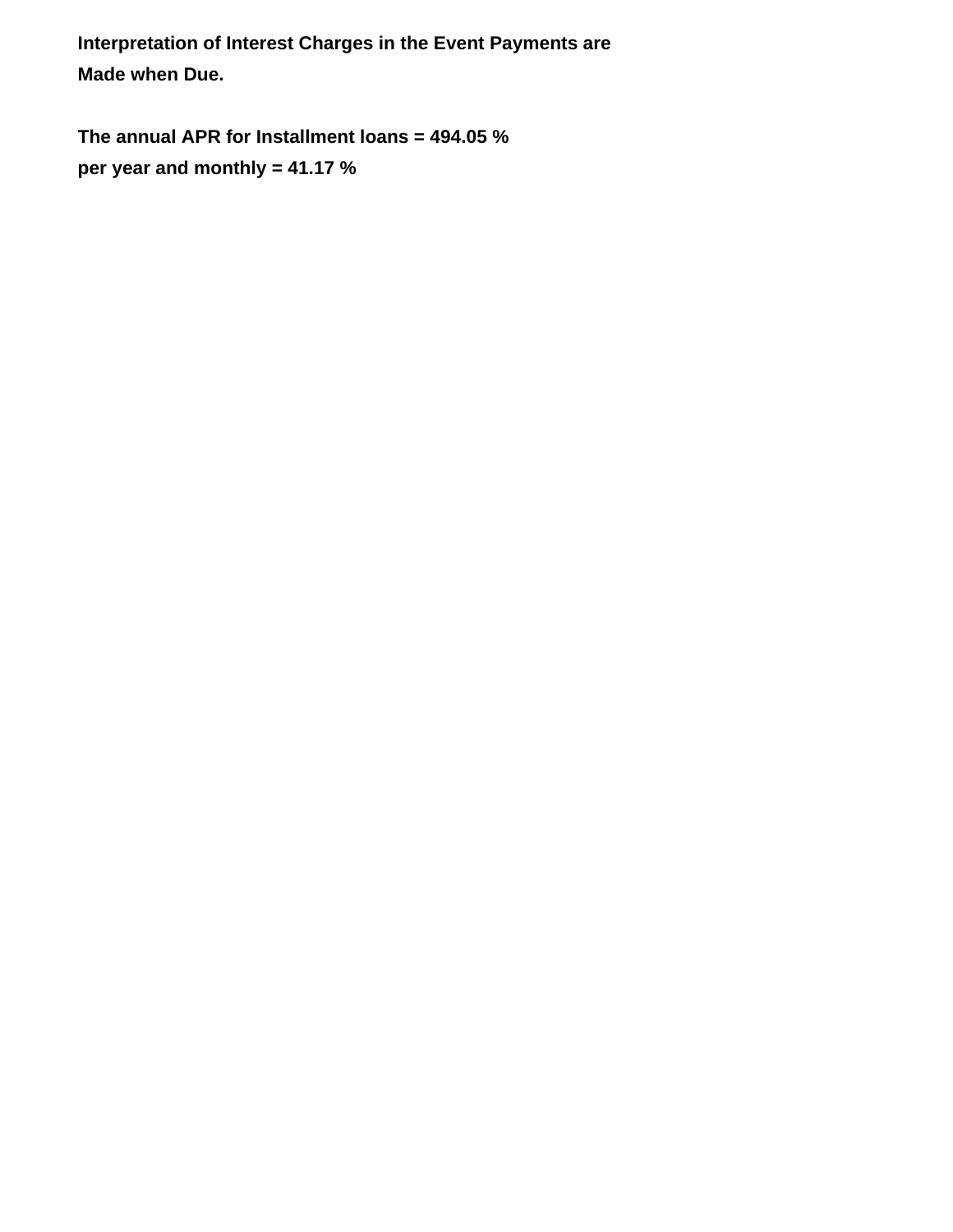**Interpretation of Interest Charges in the Event Payments are Made when Due.**

**The annual APR for Installment loans = 494.05 % per year and monthly = 41.17 %**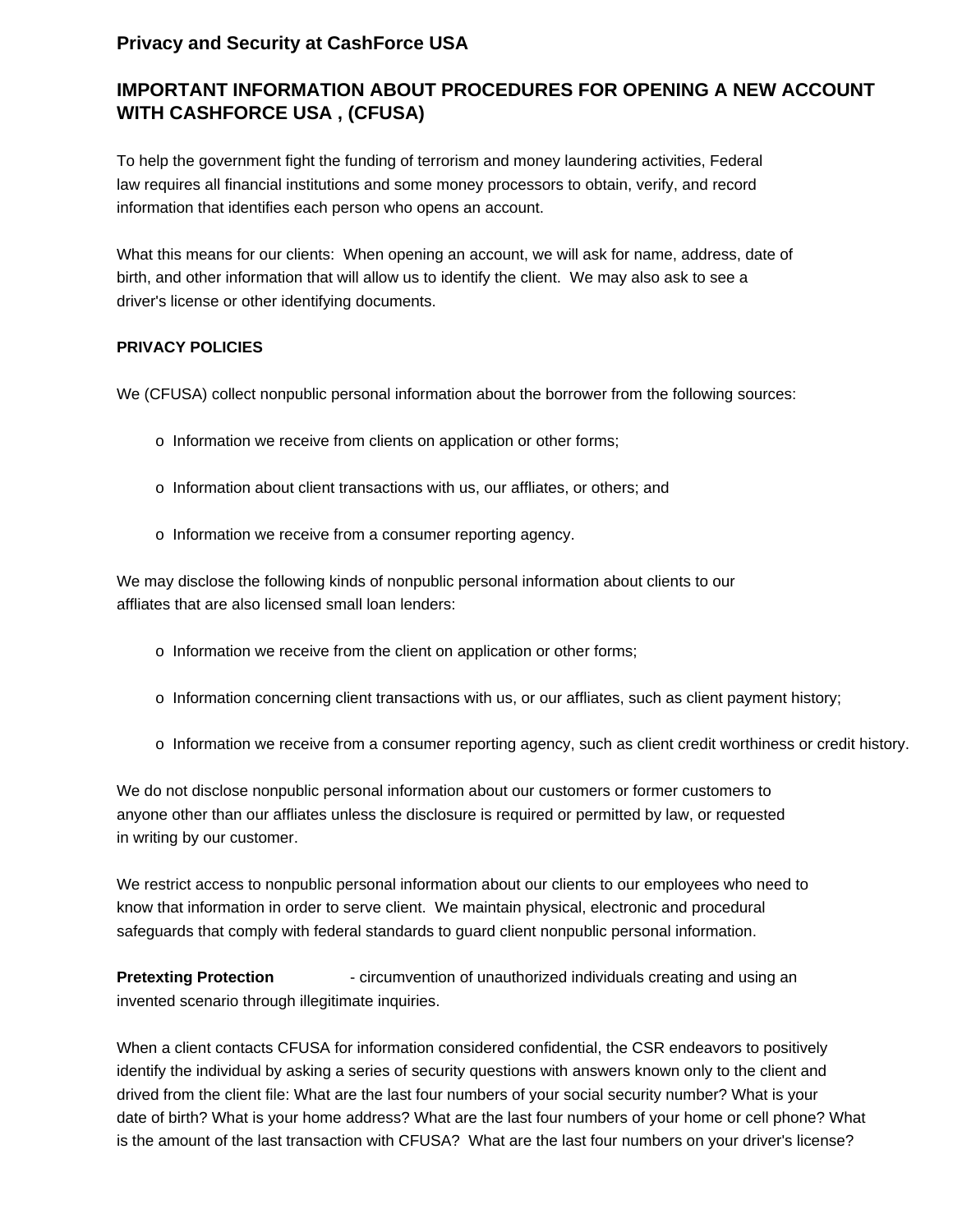## Privacy and Security at CashForce USA

## IMPORTANT INFORMATION ABOUT PROCEDURES FOR OPENING A NEW ACCOUNT WITH CASHFORCE USA , (CFUSA)

To help the government fight the funding of terrorism and money laundering activities, Federal law requires all financial institutions and some money processors to obtain, verify, and record information that identifies each person who opens an account.

What this means for our clients: When opening an account, we will ask for name, address, date of birth, and other information that will allow us to identify the client. We may also ask to see a driver's license or other identifying documents.

**PRIVACY POLICIES**

We (CFUSA) collect nonpublic personal information about the borrower from the following sources:

- Information we receive from clients on application or other forms;
- Information about client transactions with us, our affliates, or others; and
- Information we receive from a consumer reporting agency.

We may disclose the following kinds of nonpublic personal information about clients to our affliates that are also licensed small loan lenders:

- Information we receive from the client on application or other forms;
- Information concerning client transactions with us, or our affliates, such as client payment history;
- Information we receive from a consumer reporting agency, such as client credit worthiness or credit history.

We do not disclose nonpublic personal information about our customers or former customers to anyone other than our affliates unless the disclosure is required or permitted by law, or requested in writing by our customer.

We restrict access to nonpublic personal information about our clients to our employees who need to know that information in order to serve client. We maintain physical, electronic and procedural safeguards that comply with federal standards to guard client nonpublic personal information.

**Pretexting Protection** - circumvention of unauthorized individuals creating and using an invented scenario through illegitimate inquiries.

When a client contacts CFUSA for information considered confidential, the CSR endeavors to positively identify the individual by asking a series of security questions with answers known only to the client and drived from the client file: What are the last four numbers of your social security number? What is your date of birth? What is your home address? What are the last four numbers of your home or cell phone? What is the amount of the last transaction with CFUSA? What are the last four numbers on your driver's license?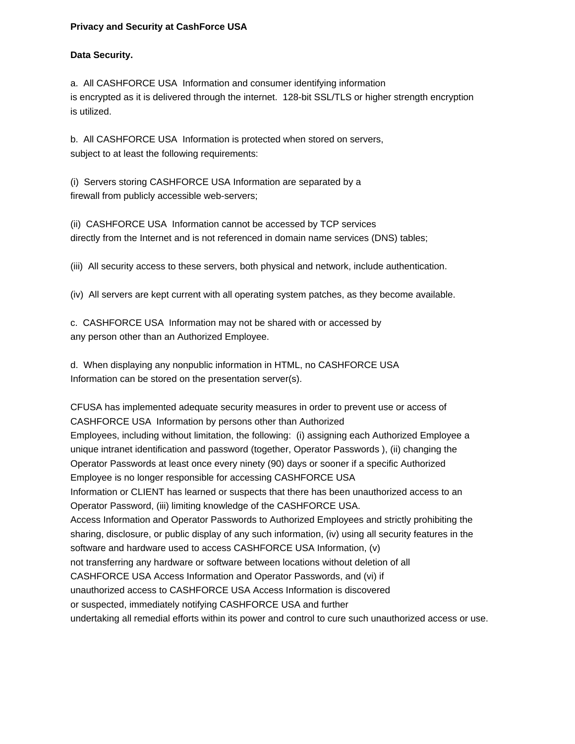**Privacy and Security at CashForce USA**

**Data Security.**

a. All CASHFORCE USA Information and consumer identifying information is encrypted as it is delivered through the internet. 128-bit SSL/TLS or higher strength encryption is utilized.

b. All CASHFORCE USA Information is protected when stored on servers, subject to at least the following requirements:

(i) Servers storing CASHFORCE USA Information are separated by a firewall from publicly accessible web-servers;

(ii) CASHFORCE USA Information cannot be accessed by TCP services directly from the Internet and is not referenced in domain name services (DNS) tables;

(iii) All security access to these servers, both physical and network, include authentication.

(iv) All servers are kept current with all operating system patches, as they become available.

c. CASHFORCE USA Information may not be shared with or accessed by any person other than an Authorized Employee.

d. When displaying any nonpublic information in HTML, no CASHFORCE USA Information can be stored on the presentation server(s).

CFUSA has implemented adequate security measures in order to prevent use or access of CASHFORCE USA Information by persons other than Authorized Employees, including without limitation, the following: (i) assigning each Authorized Employee a unique intranet identification and password (together, Operator Passwords ), (ii) changing the Operator Passwords at least once every ninety (90) days or sooner if a specific Authorized Employee is no longer responsible for accessing CASHFORCE USA Information or CLIENT has learned or suspects that there has been unauthorized access to an Operator Password, (iii) limiting knowledge of the CASHFORCE USA.
Access Information and Operator Passwords to Authorized Employees and strictly prohibiting the sharing, disclosure, or public display of any such information, (iv) using all security features in the software and hardware used to access CASHFORCE USA Information, (v) not transferring any hardware or software between locations without deletion of all CASHFORCE USA Access Information and Operator Passwords, and (vi) if unauthorized access to CASHFORCE USA Access Information is discovered or suspected, immediately notifying CASHFORCE USA and further undertaking all remedial efforts within its power and control to cure such unauthorized access or use.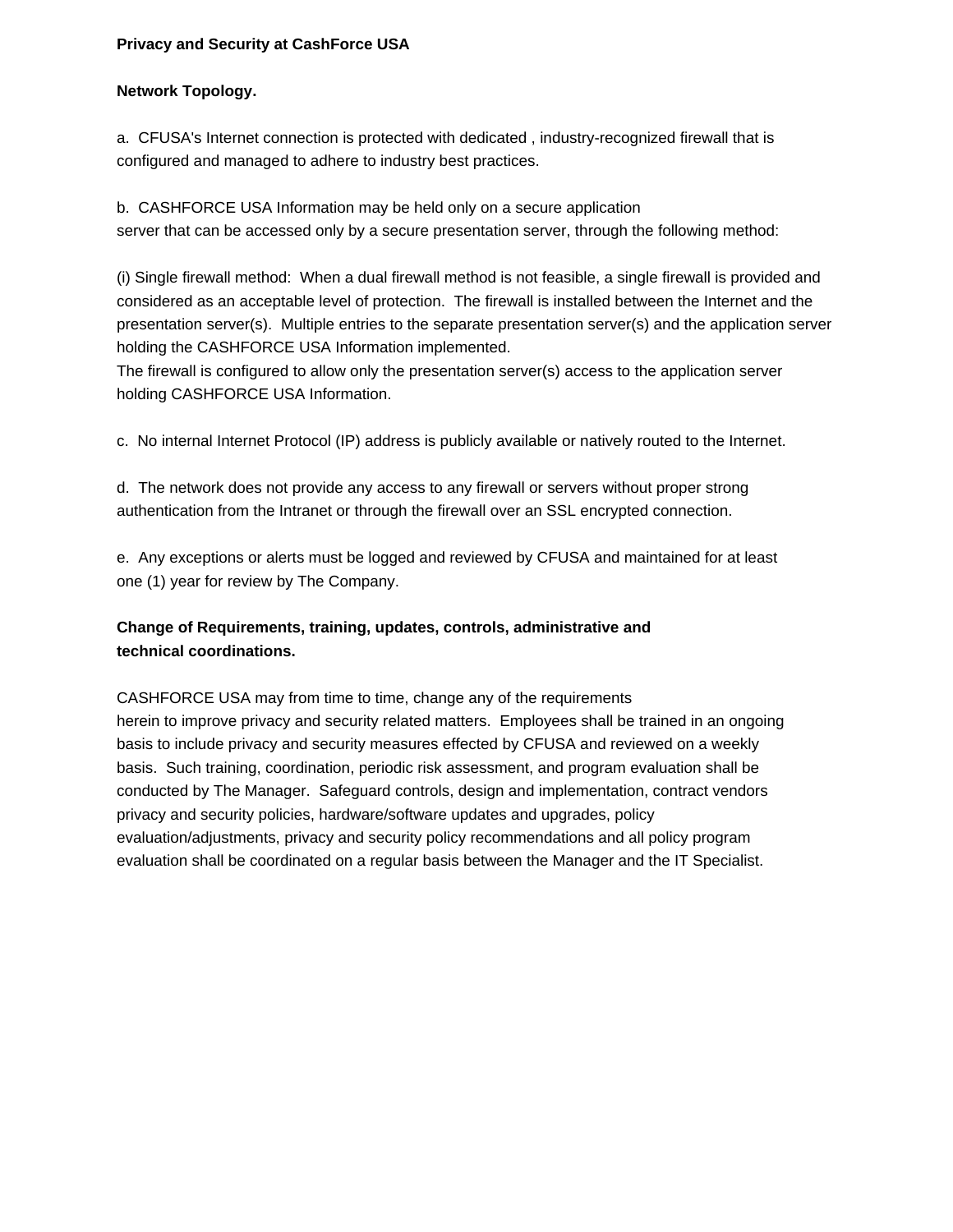**Privacy and Security at CashForce USA**

**Network Topology.**

a. CFUSA's Internet connection is protected with dedicated , industry-recognized firewall that is configured and managed to adhere to industry best practices.

b. CASHFORCE USA Information may be held only on a secure application server that can be accessed only by a secure presentation server, through the following method:

(i) Single firewall method: When a dual firewall method is not feasible, a single firewall is provided and considered as an acceptable level of protection. The firewall is installed between the Internet and the presentation server(s). Multiple entries to the separate presentation server(s) and the application server holding the CASHFORCE USA Information implemented.
The firewall is configured to allow only the presentation server(s) access to the application server holding CASHFORCE USA Information.

c. No internal Internet Protocol (IP) address is publicly available or natively routed to the Internet.

d. The network does not provide any access to any firewall or servers without proper strong authentication from the Intranet or through the firewall over an SSL encrypted connection.

e. Any exceptions or alerts must be logged and reviewed by CFUSA and maintained for at least one (1) year for review by The Company.

**Change of Requirements, training, updates, controls, administrative and technical coordinations.**

CASHFORCE USA may from time to time, change any of the requirements herein to improve privacy and security related matters. Employees shall be trained in an ongoing basis to include privacy and security measures effected by CFUSA and reviewed on a weekly basis. Such training, coordination, periodic risk assessment, and program evaluation shall be conducted by The Manager. Safeguard controls, design and implementation, contract vendors privacy and security policies, hardware/software updates and upgrades, policy evaluation/adjustments, privacy and security policy recommendations and all policy program evaluation shall be coordinated on a regular basis between the Manager and the IT Specialist.